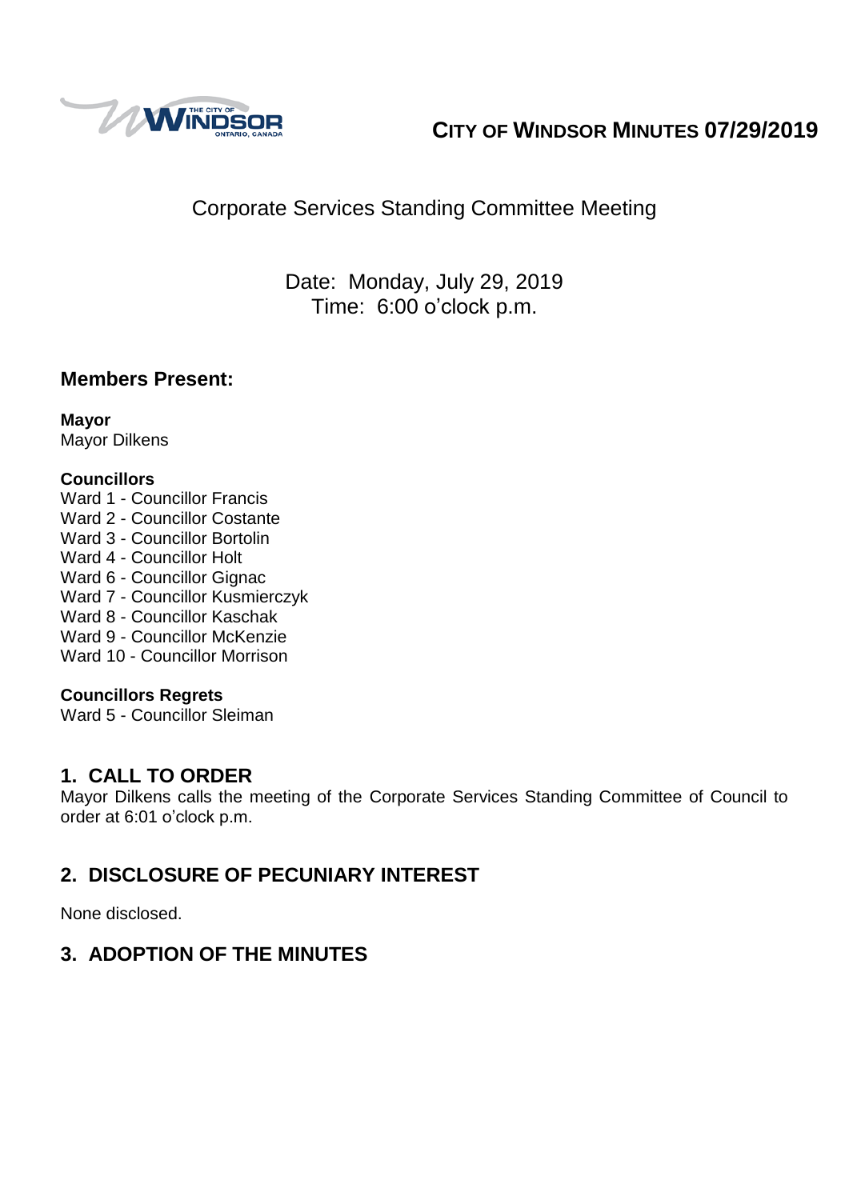# CITY OF WINDSOR MINUTES 07/29/2019

Corporate Services Standing Committee Meeting

Date: Monday, July 29, 2019
Time: 6:00 o'clock p.m.

## Members Present:

**Mayor**
Mayor Dilkens

**Councillors**
Ward 1 - Councillor Francis
Ward 2 - Councillor Costante
Ward 3 - Councillor Bortolin
Ward 4 - Councillor Holt
Ward 6 - Councillor Gignac
Ward 7 - Councillor Kusmierczyk
Ward 8 - Councillor Kaschak
Ward 9 - Councillor McKenzie
Ward 10 - Councillor Morrison

**Councillors Regrets**
Ward 5 - Councillor Sleiman

## 1. CALL TO ORDER

Mayor Dilkens calls the meeting of the Corporate Services Standing Committee of Council to order at 6:01 o'clock p.m.

## 2. DISCLOSURE OF PECUNIARY INTEREST

None disclosed.

## 3. ADOPTION OF THE MINUTES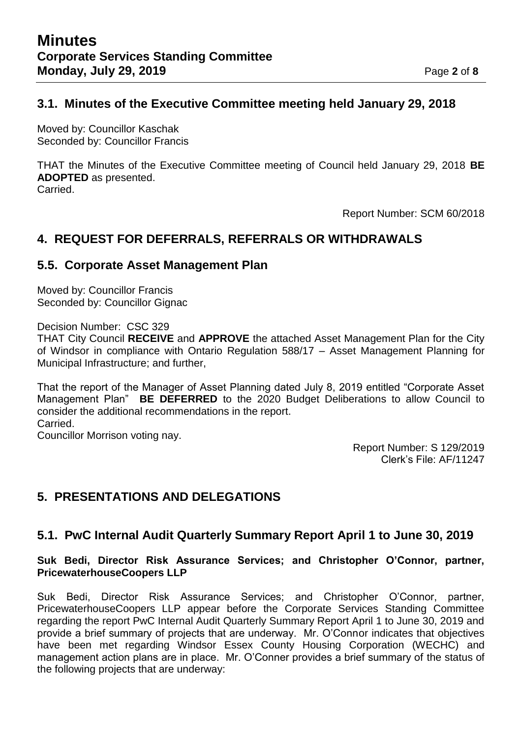## 3.1. Minutes of the Executive Committee meeting held January 29, 2018

Moved by: Councillor Kaschak
Seconded by: Councillor Francis

THAT the Minutes of the Executive Committee meeting of Council held January 29, 2018 **BE ADOPTED** as presented.
Carried.

Report Number: SCM 60/2018

## 4. REQUEST FOR DEFERRALS, REFERRALS OR WITHDRAWALS

## 5.5. Corporate Asset Management Plan

Moved by: Councillor Francis
Seconded by: Councillor Gignac

Decision Number: CSC 329
THAT City Council **RECEIVE** and **APPROVE** the attached Asset Management Plan for the City of Windsor in compliance with Ontario Regulation 588/17 – Asset Management Planning for Municipal Infrastructure; and further,

That the report of the Manager of Asset Planning dated July 8, 2019 entitled "Corporate Asset Management Plan" **BE DEFERRED** to the 2020 Budget Deliberations to allow Council to consider the additional recommendations in the report.
Carried.
Councillor Morrison voting nay.

Report Number: S 129/2019
Clerk's File: AF/11247

## 5. PRESENTATIONS AND DELEGATIONS

## 5.1. PwC Internal Audit Quarterly Summary Report April 1 to June 30, 2019

**Suk Bedi, Director Risk Assurance Services; and Christopher O'Connor, partner, PricewaterhouseCoopers LLP**

Suk Bedi, Director Risk Assurance Services; and Christopher O'Connor, partner, PricewaterhouseCoopers LLP appear before the Corporate Services Standing Committee regarding the report PwC Internal Audit Quarterly Summary Report April 1 to June 30, 2019 and provide a brief summary of projects that are underway. Mr. O'Connor indicates that objectives have been met regarding Windsor Essex County Housing Corporation (WECHC) and management action plans are in place. Mr. O'Conner provides a brief summary of the status of the following projects that are underway: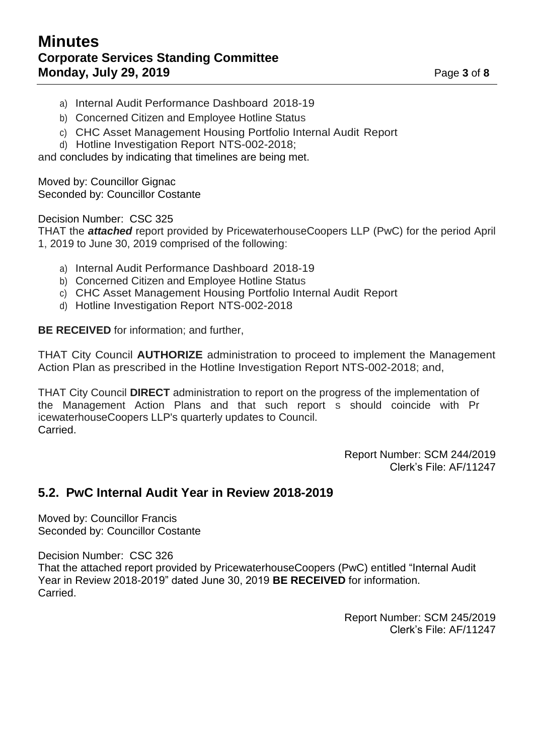a) Internal Audit Performance Dashboard 2018-19
b) Concerned Citizen and Employee Hotline Status
c) CHC Asset Management Housing Portfolio Internal Audit Report
d) Hotline Investigation Report NTS-002-2018;

and concludes by indicating that timelines are being met.

Moved by: Councillor Gignac
Seconded by: Councillor Costante

Decision Number: CSC 325
THAT the ***attached*** report provided by PricewaterhouseCoopers LLP (PwC) for the period April 1, 2019 to June 30, 2019 comprised of the following:

a) Internal Audit Performance Dashboard 2018-19
b) Concerned Citizen and Employee Hotline Status
c) CHC Asset Management Housing Portfolio Internal Audit Report
d) Hotline Investigation Report NTS-002-2018

**BE RECEIVED** for information; and further,

THAT City Council **AUTHORIZE** administration to proceed to implement the Management Action Plan as prescribed in the Hotline Investigation Report NTS-002-2018; and,

THAT City Council **DIRECT** administration to report on the progress of the implementation of the Management Action Plans and that such report s should coincide with Pr icewaterhouseCoopers LLP's quarterly updates to Council.
Carried.

Report Number: SCM 244/2019
Clerk's File: AF/11247

## 5.2. PwC Internal Audit Year in Review 2018-2019

Moved by: Councillor Francis
Seconded by: Councillor Costante

Decision Number: CSC 326
That the attached report provided by PricewaterhouseCoopers (PwC) entitled "Internal Audit Year in Review 2018-2019" dated June 30, 2019 **BE RECEIVED** for information.
Carried.

Report Number: SCM 245/2019
Clerk's File: AF/11247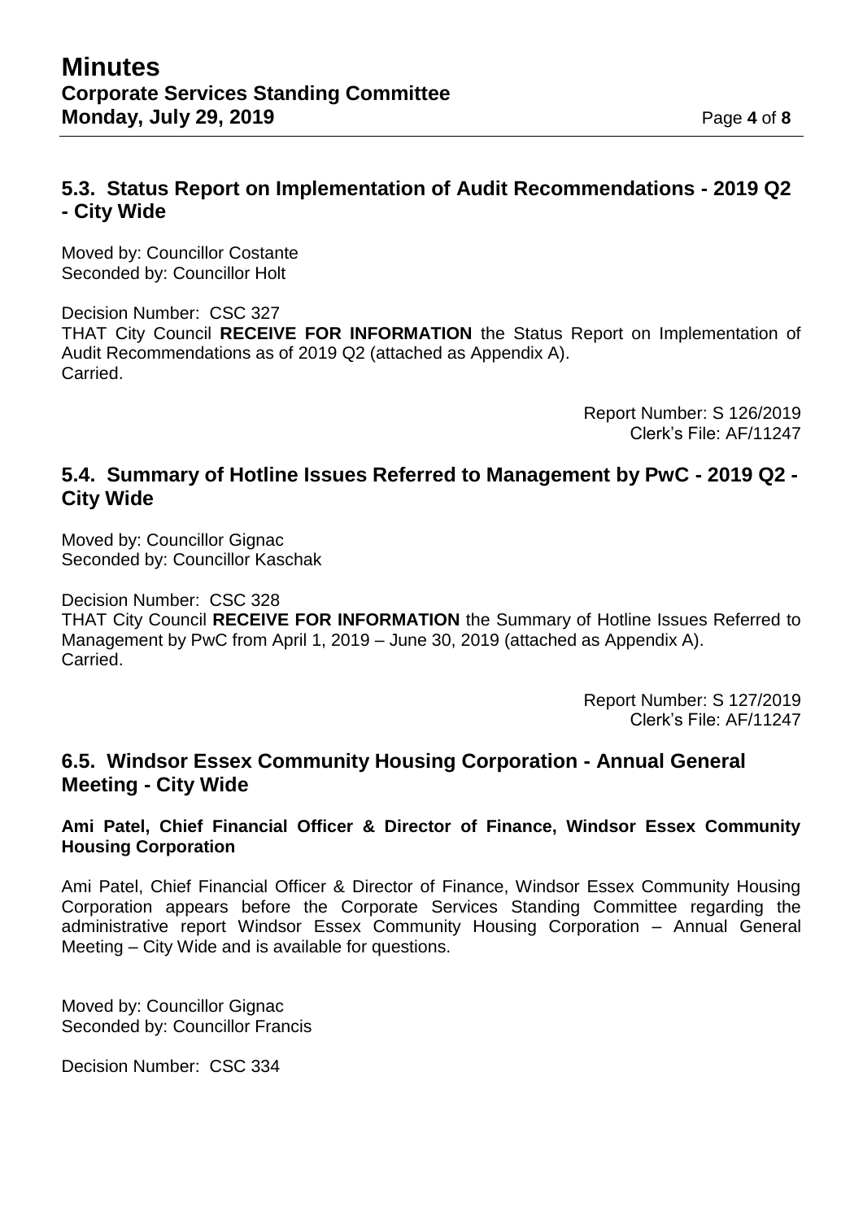## 5.3. Status Report on Implementation of Audit Recommendations - 2019 Q2 - City Wide

Moved by: Councillor Costante
Seconded by: Councillor Holt

Decision Number: CSC 327
THAT City Council **RECEIVE FOR INFORMATION** the Status Report on Implementation of Audit Recommendations as of 2019 Q2 (attached as Appendix A).
Carried.

Report Number: S 126/2019
Clerk's File: AF/11247

## 5.4. Summary of Hotline Issues Referred to Management by PwC - 2019 Q2 - City Wide

Moved by: Councillor Gignac
Seconded by: Councillor Kaschak

Decision Number: CSC 328
THAT City Council **RECEIVE FOR INFORMATION** the Summary of Hotline Issues Referred to Management by PwC from April 1, 2019 – June 30, 2019 (attached as Appendix A).
Carried.

Report Number: S 127/2019
Clerk's File: AF/11247

## 6.5. Windsor Essex Community Housing Corporation - Annual General Meeting - City Wide

**Ami Patel, Chief Financial Officer & Director of Finance, Windsor Essex Community Housing Corporation**

Ami Patel, Chief Financial Officer & Director of Finance, Windsor Essex Community Housing Corporation appears before the Corporate Services Standing Committee regarding the administrative report Windsor Essex Community Housing Corporation – Annual General Meeting – City Wide and is available for questions.

Moved by: Councillor Gignac
Seconded by: Councillor Francis

Decision Number: CSC 334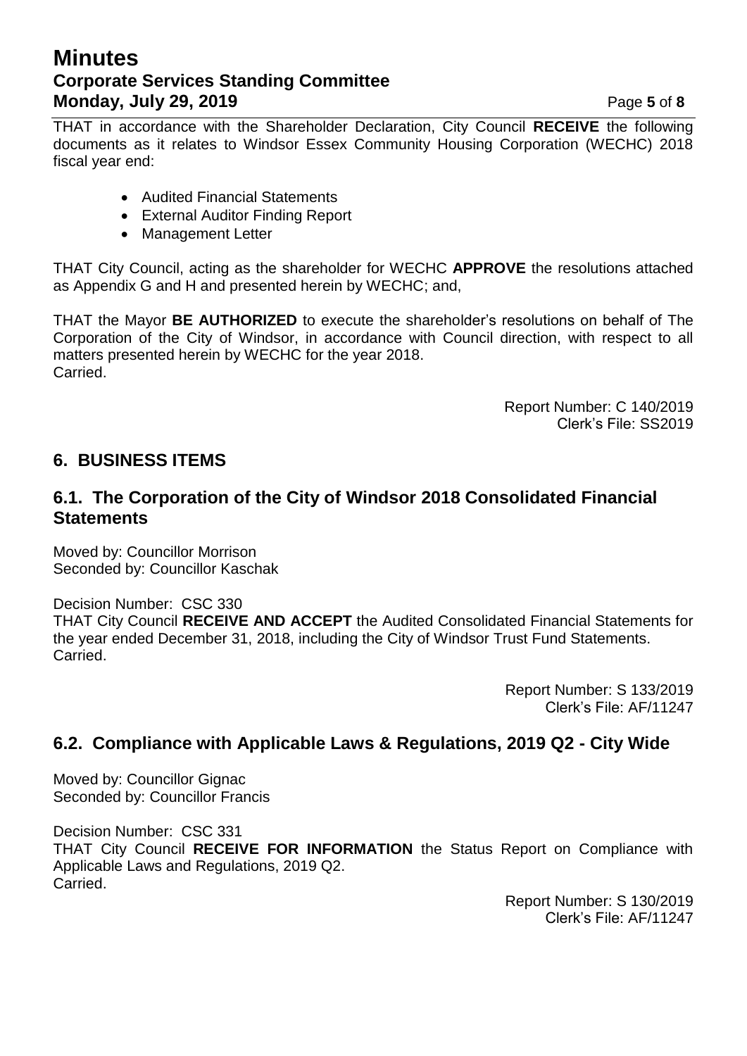THAT in accordance with the Shareholder Declaration, City Council **RECEIVE** the following documents as it relates to Windsor Essex Community Housing Corporation (WECHC) 2018 fiscal year end:

- Audited Financial Statements
- External Auditor Finding Report
- Management Letter

THAT City Council, acting as the shareholder for WECHC **APPROVE** the resolutions attached as Appendix G and H and presented herein by WECHC; and,

THAT the Mayor **BE AUTHORIZED** to execute the shareholder's resolutions on behalf of The Corporation of the City of Windsor, in accordance with Council direction, with respect to all matters presented herein by WECHC for the year 2018.
Carried.

Report Number: C 140/2019
Clerk's File: SS2019

## 6. BUSINESS ITEMS

### 6.1. The Corporation of the City of Windsor 2018 Consolidated Financial Statements

Moved by: Councillor Morrison
Seconded by: Councillor Kaschak

Decision Number: CSC 330
THAT City Council **RECEIVE AND ACCEPT** the Audited Consolidated Financial Statements for the year ended December 31, 2018, including the City of Windsor Trust Fund Statements.
Carried.

Report Number: S 133/2019
Clerk's File: AF/11247

### 6.2. Compliance with Applicable Laws & Regulations, 2019 Q2 - City Wide

Moved by: Councillor Gignac
Seconded by: Councillor Francis

Decision Number: CSC 331
THAT City Council **RECEIVE FOR INFORMATION** the Status Report on Compliance with Applicable Laws and Regulations, 2019 Q2.
Carried.

Report Number: S 130/2019
Clerk's File: AF/11247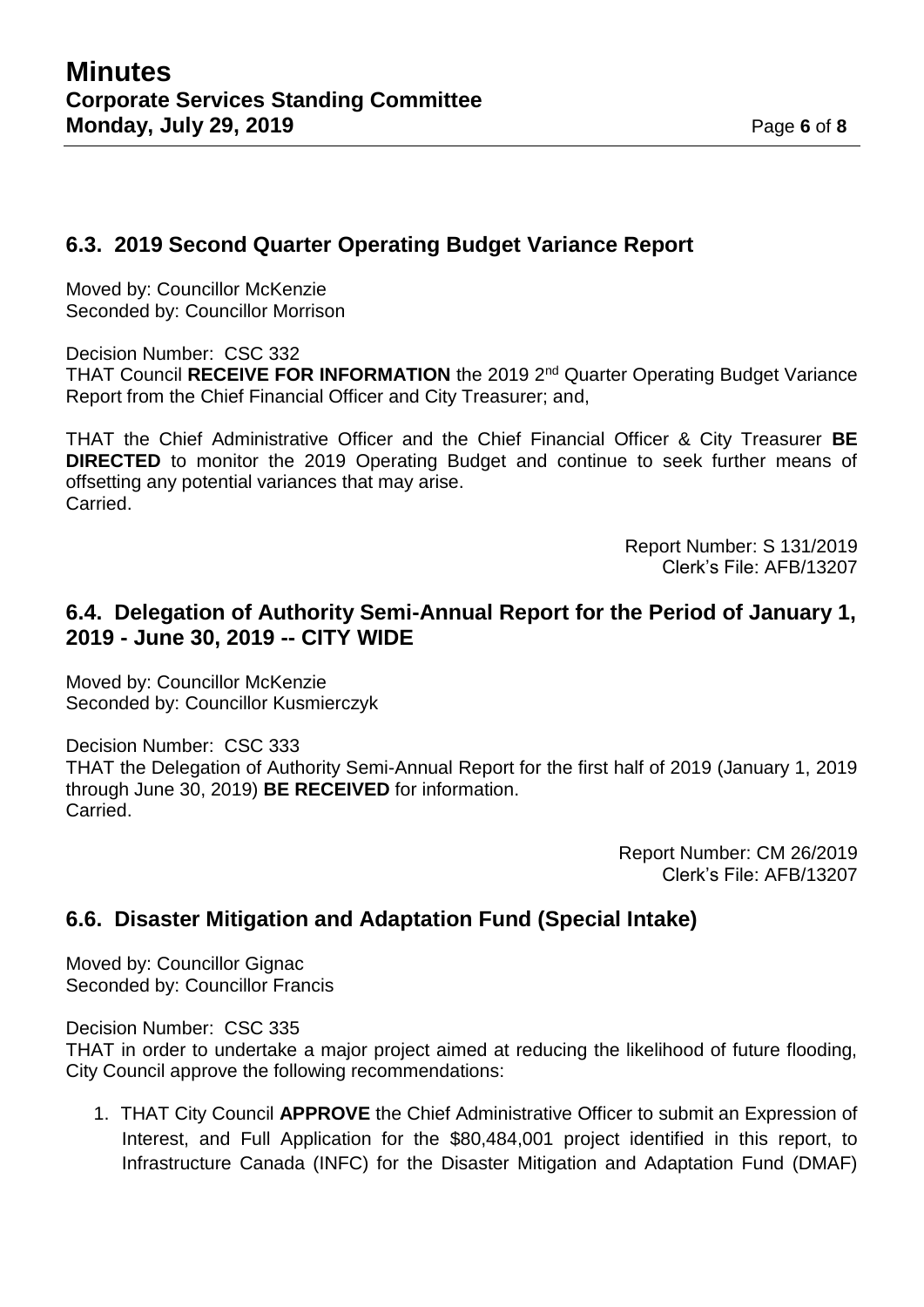## 6.3. 2019 Second Quarter Operating Budget Variance Report

Moved by: Councillor McKenzie
Seconded by: Councillor Morrison

Decision Number: CSC 332
THAT Council **RECEIVE FOR INFORMATION** the 2019 2nd Quarter Operating Budget Variance Report from the Chief Financial Officer and City Treasurer; and,

THAT the Chief Administrative Officer and the Chief Financial Officer & City Treasurer **BE DIRECTED** to monitor the 2019 Operating Budget and continue to seek further means of offsetting any potential variances that may arise.
Carried.

Report Number: S 131/2019
Clerk's File: AFB/13207

## 6.4. Delegation of Authority Semi-Annual Report for the Period of January 1, 2019 - June 30, 2019 -- CITY WIDE

Moved by: Councillor McKenzie
Seconded by: Councillor Kusmierczyk

Decision Number: CSC 333
THAT the Delegation of Authority Semi-Annual Report for the first half of 2019 (January 1, 2019 through June 30, 2019) **BE RECEIVED** for information.
Carried.

Report Number: CM 26/2019
Clerk's File: AFB/13207

## 6.6. Disaster Mitigation and Adaptation Fund (Special Intake)

Moved by: Councillor Gignac
Seconded by: Councillor Francis

Decision Number: CSC 335
THAT in order to undertake a major project aimed at reducing the likelihood of future flooding, City Council approve the following recommendations:

1. THAT City Council **APPROVE** the Chief Administrative Officer to submit an Expression of Interest, and Full Application for the $80,484,001 project identified in this report, to Infrastructure Canada (INFC) for the Disaster Mitigation and Adaptation Fund (DMAF)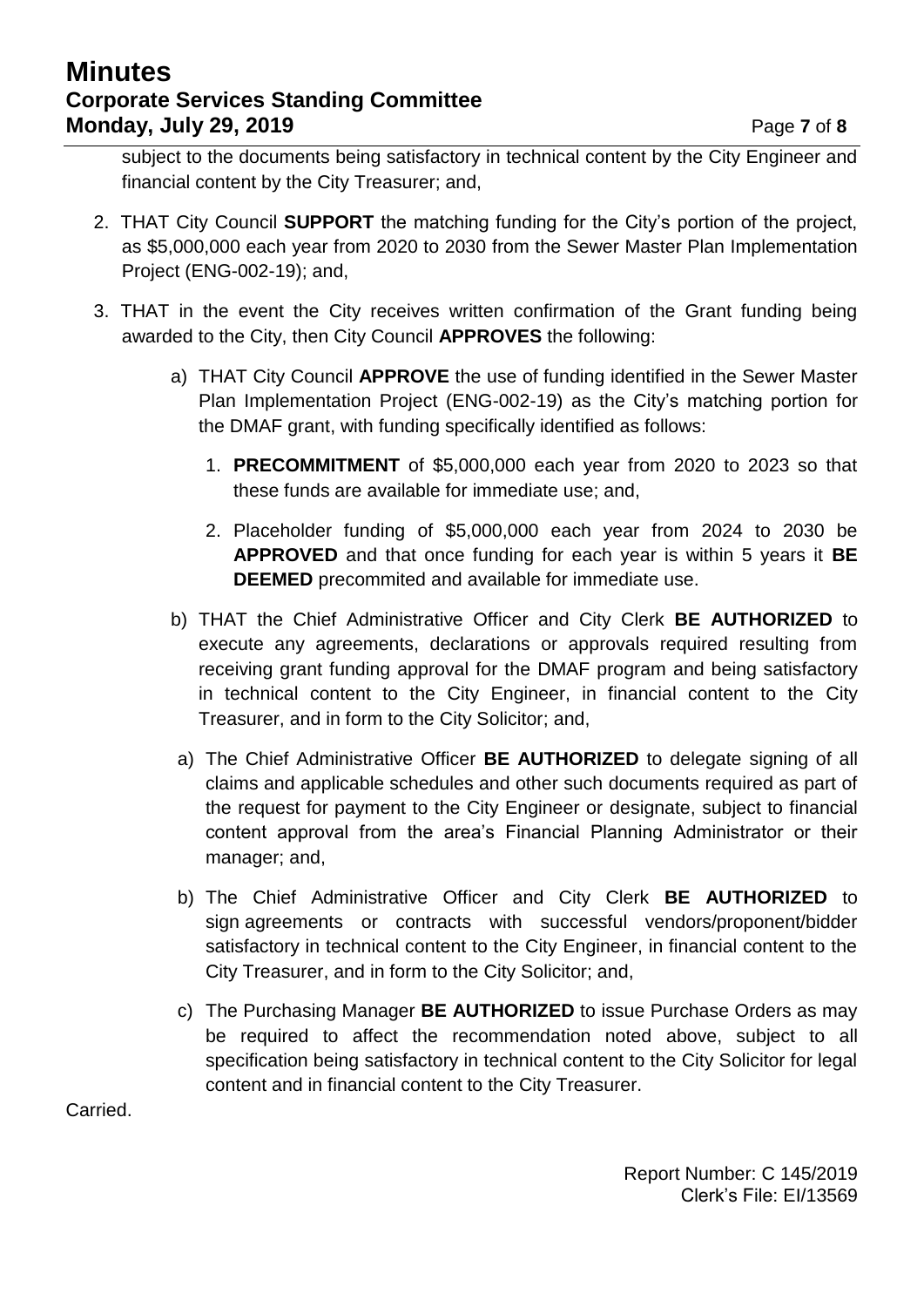subject to the documents being satisfactory in technical content by the City Engineer and financial content by the City Treasurer; and,

2. THAT City Council **SUPPORT** the matching funding for the City's portion of the project, as $5,000,000 each year from 2020 to 2030 from the Sewer Master Plan Implementation Project (ENG-002-19); and,

3. THAT in the event the City receives written confirmation of the Grant funding being awarded to the City, then City Council **APPROVES** the following:

   a) THAT City Council **APPROVE** the use of funding identified in the Sewer Master Plan Implementation Project (ENG-002-19) as the City's matching portion for the DMAF grant, with funding specifically identified as follows:

      1. **PRECOMMITMENT** of $5,000,000 each year from 2020 to 2023 so that these funds are available for immediate use; and,

      2. Placeholder funding of $5,000,000 each year from 2024 to 2030 be **APPROVED** and that once funding for each year is within 5 years it **BE DEEMED** precommited and available for immediate use.

   b) THAT the Chief Administrative Officer and City Clerk **BE AUTHORIZED** to execute any agreements, declarations or approvals required resulting from receiving grant funding approval for the DMAF program and being satisfactory in technical content to the City Engineer, in financial content to the City Treasurer, and in form to the City Solicitor; and,

   a) The Chief Administrative Officer **BE AUTHORIZED** to delegate signing of all claims and applicable schedules and other such documents required as part of the request for payment to the City Engineer or designate, subject to financial content approval from the area's Financial Planning Administrator or their manager; and,

   b) The Chief Administrative Officer and City Clerk **BE AUTHORIZED** to sign agreements or contracts with successful vendors/proponent/bidder satisfactory in technical content to the City Engineer, in financial content to the City Treasurer, and in form to the City Solicitor; and,

   c) The Purchasing Manager **BE AUTHORIZED** to issue Purchase Orders as may be required to affect the recommendation noted above, subject to all specification being satisfactory in technical content to the City Solicitor for legal content and in financial content to the City Treasurer.

Carried.

Report Number: C 145/2019
Clerk's File: EI/13569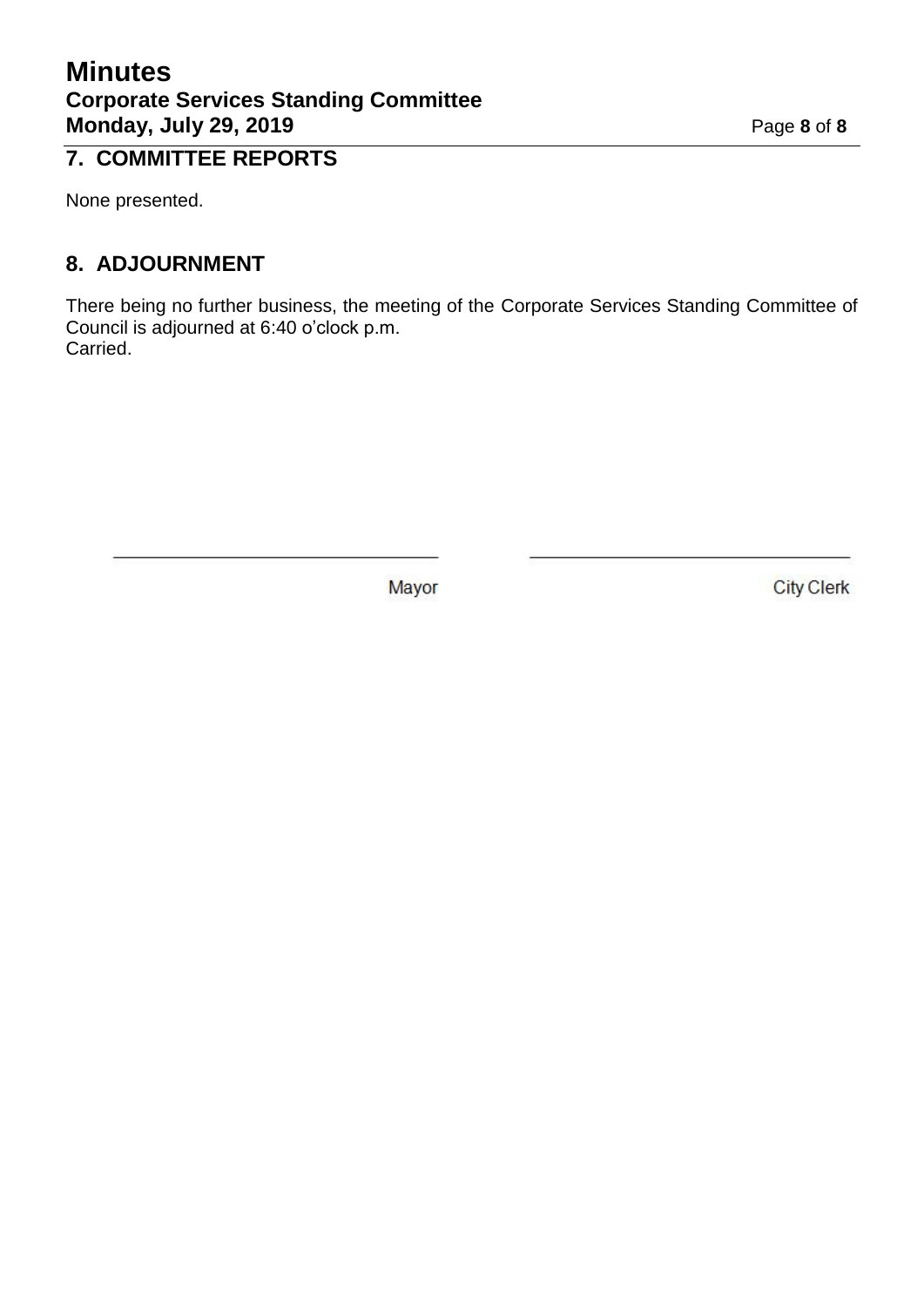## 7. COMMITTEE REPORTS

None presented.

## 8. ADJOURNMENT

There being no further business, the meeting of the Corporate Services Standing Committee of Council is adjourned at 6:40 o'clock p.m.
Carried.

\_\_\_\_\_\_\_\_\_\_\_\_\_\_\_\_\_\_\_\_\_\_\_\_\_\_\_\_\_\_
Mayor

\_\_\_\_\_\_\_\_\_\_\_\_\_\_\_\_\_\_\_\_\_\_\_\_\_\_\_\_\_\_
City Clerk